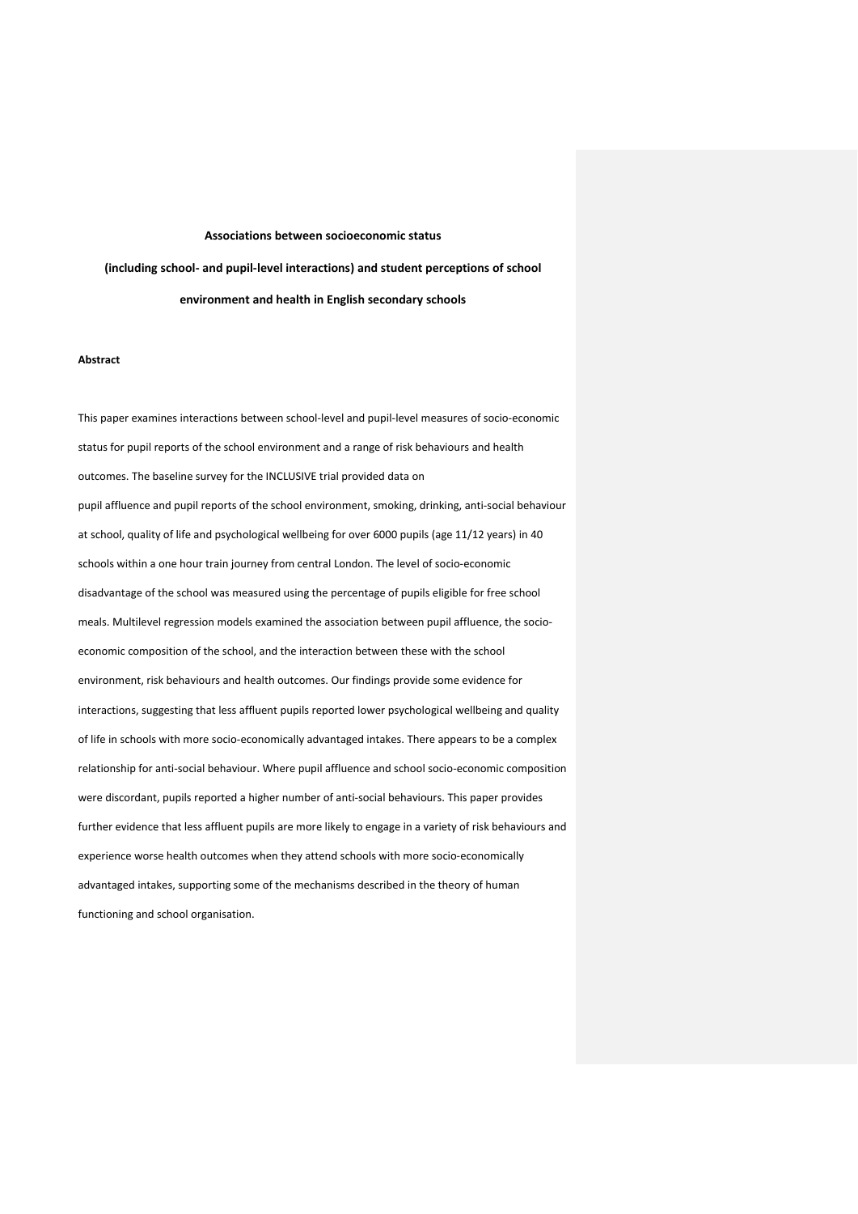**Associations between socioeconomic status (including school- and pupil-level interactions) and student perceptions of school environment and health in English secondary schools**

**Abstract**

This paper examines interactions between school-level and pupil-level measures of socio-economic status for pupil reports of the school environment and a range of risk behaviours and health outcomes. The baseline survey for the INCLUSIVE trial provided data on pupil affluence and pupil reports of the school environment, smoking, drinking, anti-social behaviour at school, quality of life and psychological wellbeing for over 6000 pupils (age 11/12 years) in 40 schools within a one hour train journey from central London. The level of socio-economic disadvantage of the school was measured using the percentage of pupils eligible for free school meals. Multilevel regression models examined the association between pupil affluence, the socio-economic composition of the school, and the interaction between these with the school environment, risk behaviours and health outcomes. Our findings provide some evidence for interactions, suggesting that less affluent pupils reported lower psychological wellbeing and quality of life in schools with more socio-economically advantaged intakes. There appears to be a complex relationship for anti-social behaviour. Where pupil affluence and school socio-economic composition were discordant, pupils reported a higher number of anti-social behaviours. This paper provides further evidence that less affluent pupils are more likely to engage in a variety of risk behaviours and experience worse health outcomes when they attend schools with more socio-economically advantaged intakes, supporting some of the mechanisms described in the theory of human functioning and school organisation.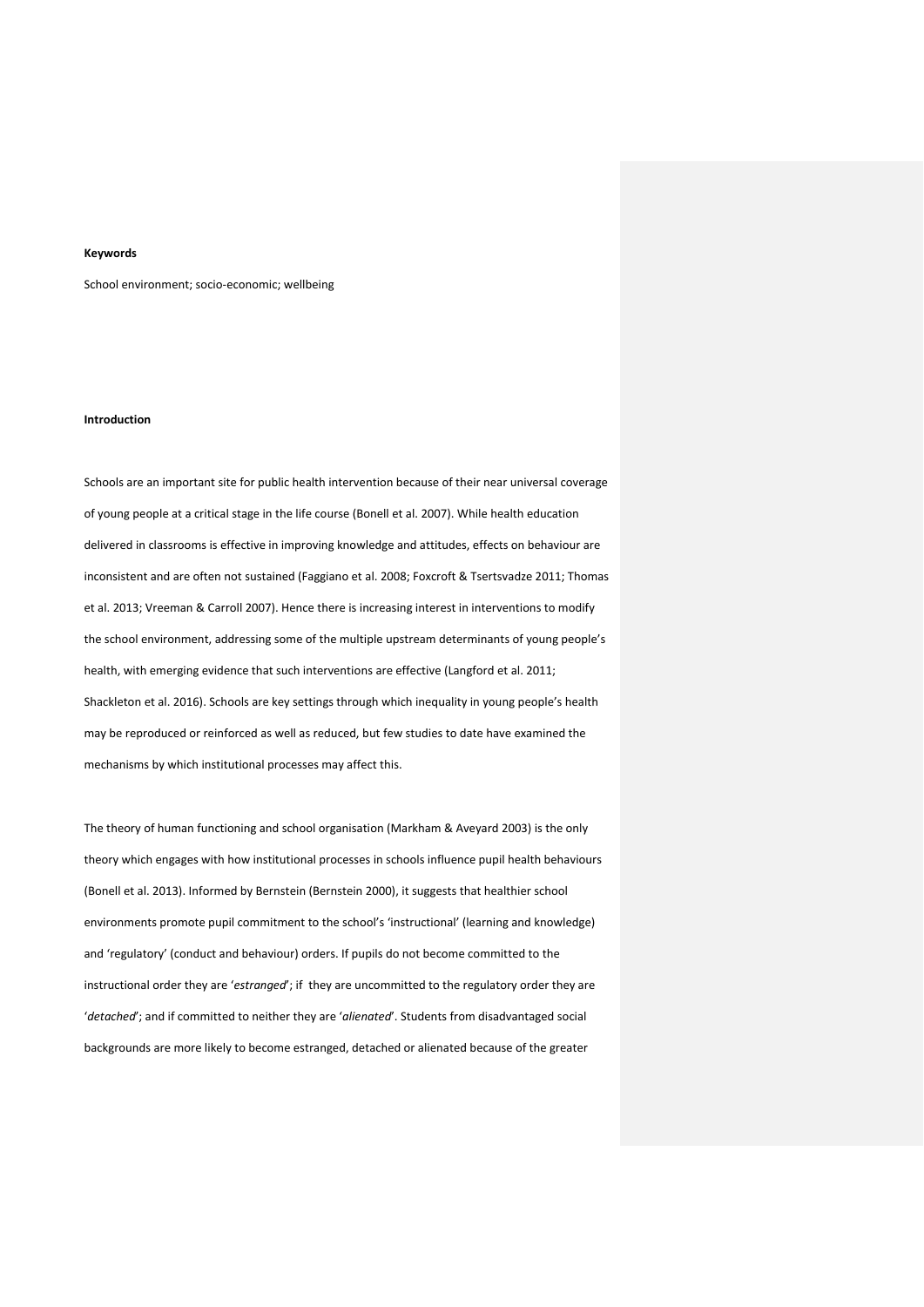**Keywords**

School environment; socio-economic; wellbeing

**Introduction**

Schools are an important site for public health intervention because of their near universal coverage of young people at a critical stage in the life course (Bonell et al. 2007). While health education delivered in classrooms is effective in improving knowledge and attitudes, effects on behaviour are inconsistent and are often not sustained (Faggiano et al. 2008; Foxcroft & Tsertsvadze 2011; Thomas et al. 2013; Vreeman & Carroll 2007). Hence there is increasing interest in interventions to modify the school environment, addressing some of the multiple upstream determinants of young people's health, with emerging evidence that such interventions are effective (Langford et al. 2011; Shackleton et al. 2016). Schools are key settings through which inequality in young people's health may be reproduced or reinforced as well as reduced, but few studies to date have examined the mechanisms by which institutional processes may affect this.

The theory of human functioning and school organisation (Markham & Aveyard 2003) is the only theory which engages with how institutional processes in schools influence pupil health behaviours (Bonell et al. 2013). Informed by Bernstein (Bernstein 2000), it suggests that healthier school environments promote pupil commitment to the school's 'instructional' (learning and knowledge) and 'regulatory' (conduct and behaviour) orders. If pupils do not become committed to the instructional order they are '*estranged*'; if they are uncommitted to the regulatory order they are '*detached*'; and if committed to neither they are '*alienated*'. Students from disadvantaged social backgrounds are more likely to become estranged, detached or alienated because of the greater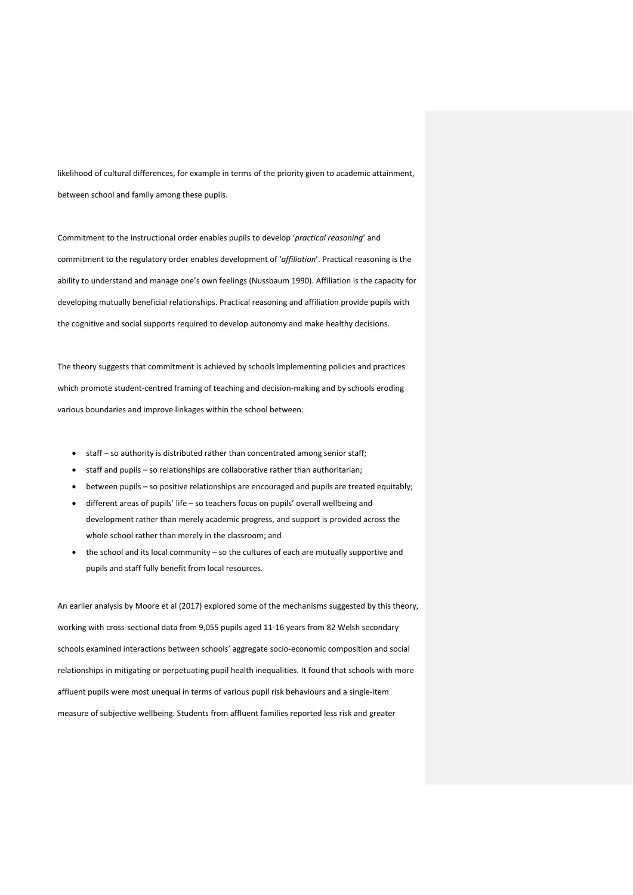likelihood of cultural differences, for example in terms of the priority given to academic attainment, between school and family among these pupils.

Commitment to the instructional order enables pupils to develop '*practical reasoning*' and commitment to the regulatory order enables development of '*affiliation*'. Practical reasoning is the ability to understand and manage one's own feelings (Nussbaum 1990). Affiliation is the capacity for developing mutually beneficial relationships. Practical reasoning and affiliation provide pupils with the cognitive and social supports required to develop autonomy and make healthy decisions.

The theory suggests that commitment is achieved by schools implementing policies and practices which promote student-centred framing of teaching and decision-making and by schools eroding various boundaries and improve linkages within the school between:

- staff – so authority is distributed rather than concentrated among senior staff;
- staff and pupils – so relationships are collaborative rather than authoritarian;
- between pupils – so positive relationships are encouraged and pupils are treated equitably;
- different areas of pupils' life – so teachers focus on pupils' overall wellbeing and development rather than merely academic progress, and support is provided across the whole school rather than merely in the classroom; and
- the school and its local community – so the cultures of each are mutually supportive and pupils and staff fully benefit from local resources.

An earlier analysis by Moore et al (2017) explored some of the mechanisms suggested by this theory, working with cross-sectional data from 9,055 pupils aged 11-16 years from 82 Welsh secondary schools examined interactions between schools' aggregate socio-economic composition and social relationships in mitigating or perpetuating pupil health inequalities. It found that schools with more affluent pupils were most unequal in terms of various pupil risk behaviours and a single-item measure of subjective wellbeing. Students from affluent families reported less risk and greater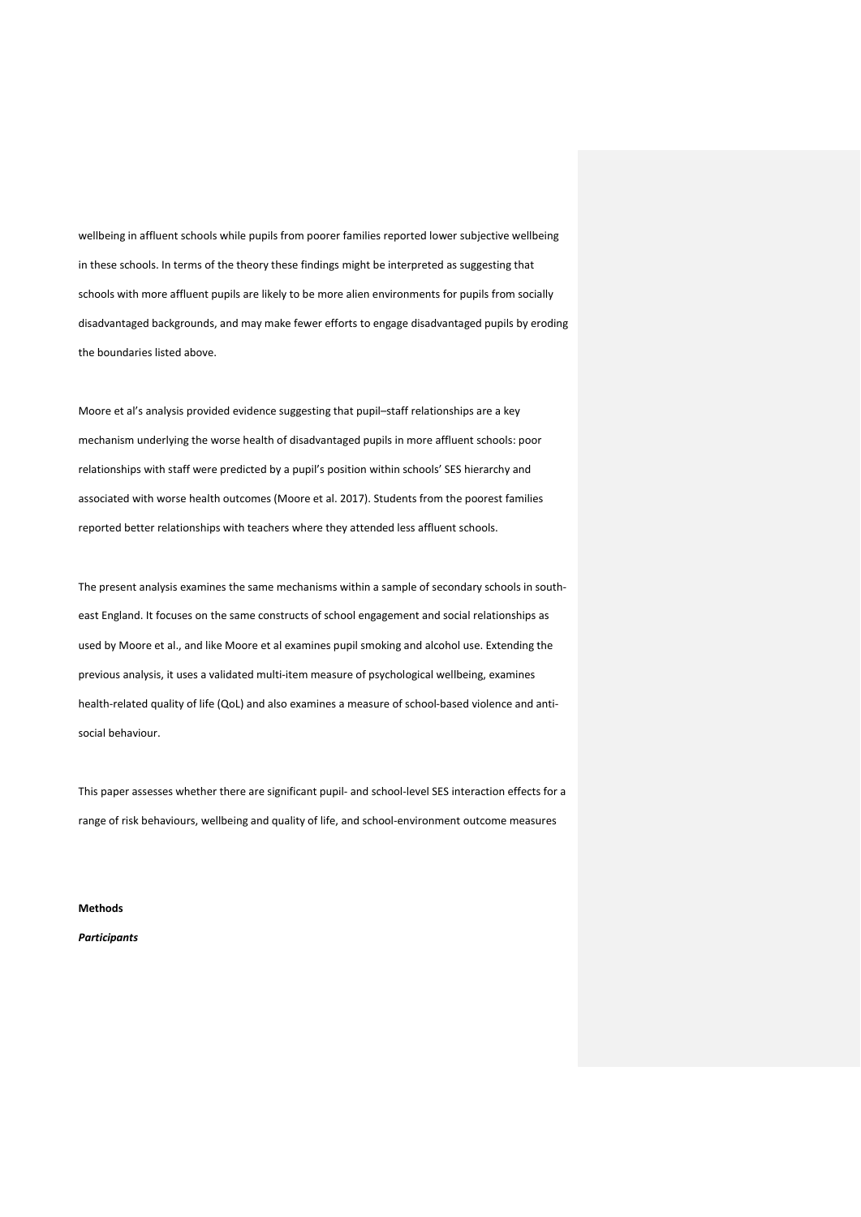wellbeing in affluent schools while pupils from poorer families reported lower subjective wellbeing in these schools. In terms of the theory these findings might be interpreted as suggesting that schools with more affluent pupils are likely to be more alien environments for pupils from socially disadvantaged backgrounds, and may make fewer efforts to engage disadvantaged pupils by eroding the boundaries listed above.

Moore et al's analysis provided evidence suggesting that pupil–staff relationships are a key mechanism underlying the worse health of disadvantaged pupils in more affluent schools: poor relationships with staff were predicted by a pupil's position within schools' SES hierarchy and associated with worse health outcomes (Moore et al. 2017). Students from the poorest families reported better relationships with teachers where they attended less affluent schools.

The present analysis examines the same mechanisms within a sample of secondary schools in south-east England. It focuses on the same constructs of school engagement and social relationships as used by Moore et al., and like Moore et al examines pupil smoking and alcohol use. Extending the previous analysis, it uses a validated multi-item measure of psychological wellbeing, examines health-related quality of life (QoL) and also examines a measure of school-based violence and anti-social behaviour.

This paper assesses whether there are significant pupil- and school-level SES interaction effects for a range of risk behaviours, wellbeing and quality of life, and school-environment outcome measures

**Methods**

***Participants***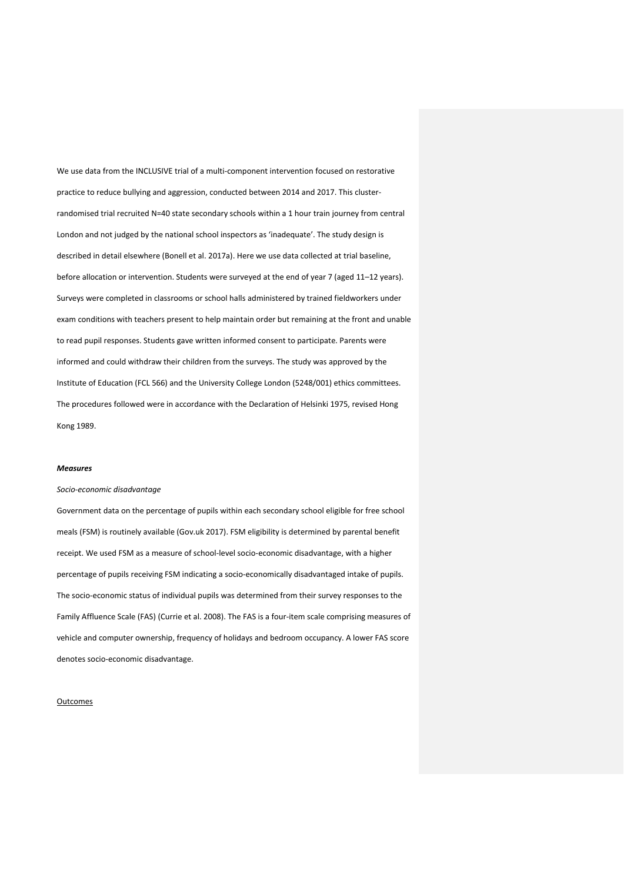We use data from the INCLUSIVE trial of a multi-component intervention focused on restorative practice to reduce bullying and aggression, conducted between 2014 and 2017. This cluster-randomised trial recruited N=40 state secondary schools within a 1 hour train journey from central London and not judged by the national school inspectors as 'inadequate'. The study design is described in detail elsewhere (Bonell et al. 2017a). Here we use data collected at trial baseline, before allocation or intervention. Students were surveyed at the end of year 7 (aged 11–12 years). Surveys were completed in classrooms or school halls administered by trained fieldworkers under exam conditions with teachers present to help maintain order but remaining at the front and unable to read pupil responses. Students gave written informed consent to participate. Parents were informed and could withdraw their children from the surveys. The study was approved by the Institute of Education (FCL 566) and the University College London (5248/001) ethics committees. The procedures followed were in accordance with the Declaration of Helsinki 1975, revised Hong Kong 1989.

***Measures***

*Socio-economic disadvantage*

Government data on the percentage of pupils within each secondary school eligible for free school meals (FSM) is routinely available (Gov.uk 2017). FSM eligibility is determined by parental benefit receipt. We used FSM as a measure of school-level socio-economic disadvantage, with a higher percentage of pupils receiving FSM indicating a socio-economically disadvantaged intake of pupils. The socio-economic status of individual pupils was determined from their survey responses to the Family Affluence Scale (FAS) (Currie et al. 2008). The FAS is a four-item scale comprising measures of vehicle and computer ownership, frequency of holidays and bedroom occupancy. A lower FAS score denotes socio-economic disadvantage.

<u>Outcomes</u>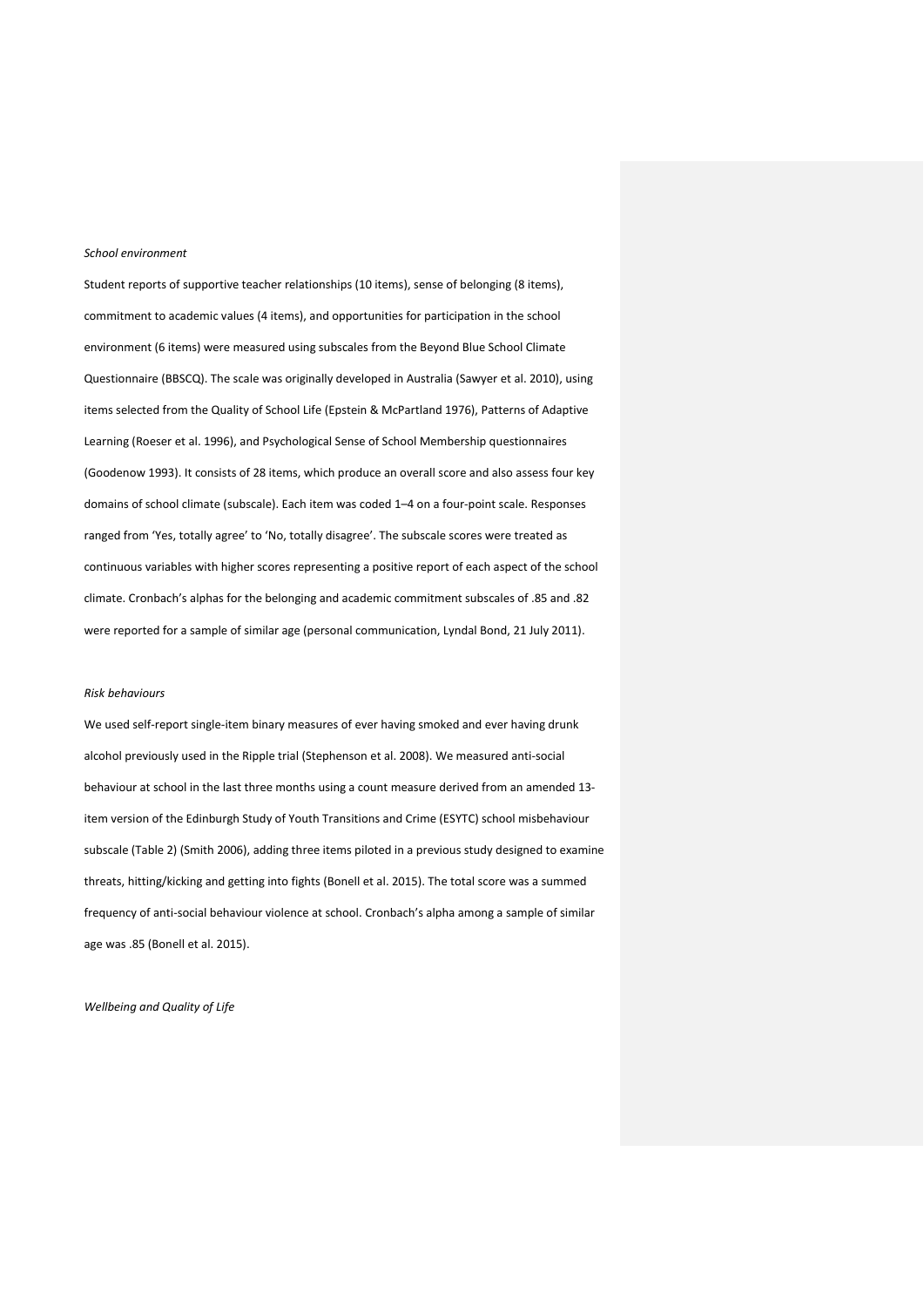*School environment*

Student reports of supportive teacher relationships (10 items), sense of belonging (8 items), commitment to academic values (4 items), and opportunities for participation in the school environment (6 items) were measured using subscales from the Beyond Blue School Climate Questionnaire (BBSCQ). The scale was originally developed in Australia (Sawyer et al. 2010), using items selected from the Quality of School Life (Epstein & McPartland 1976), Patterns of Adaptive Learning (Roeser et al. 1996), and Psychological Sense of School Membership questionnaires (Goodenow 1993). It consists of 28 items, which produce an overall score and also assess four key domains of school climate (subscale). Each item was coded 1–4 on a four-point scale. Responses ranged from 'Yes, totally agree' to 'No, totally disagree'. The subscale scores were treated as continuous variables with higher scores representing a positive report of each aspect of the school climate. Cronbach's alphas for the belonging and academic commitment subscales of .85 and .82 were reported for a sample of similar age (personal communication, Lyndal Bond, 21 July 2011).

*Risk behaviours*

We used self-report single-item binary measures of ever having smoked and ever having drunk alcohol previously used in the Ripple trial (Stephenson et al. 2008). We measured anti-social behaviour at school in the last three months using a count measure derived from an amended 13-item version of the Edinburgh Study of Youth Transitions and Crime (ESYTC) school misbehaviour subscale (Table 2) (Smith 2006), adding three items piloted in a previous study designed to examine threats, hitting/kicking and getting into fights (Bonell et al. 2015). The total score was a summed frequency of anti-social behaviour violence at school. Cronbach's alpha among a sample of similar age was .85 (Bonell et al. 2015).

*Wellbeing and Quality of Life*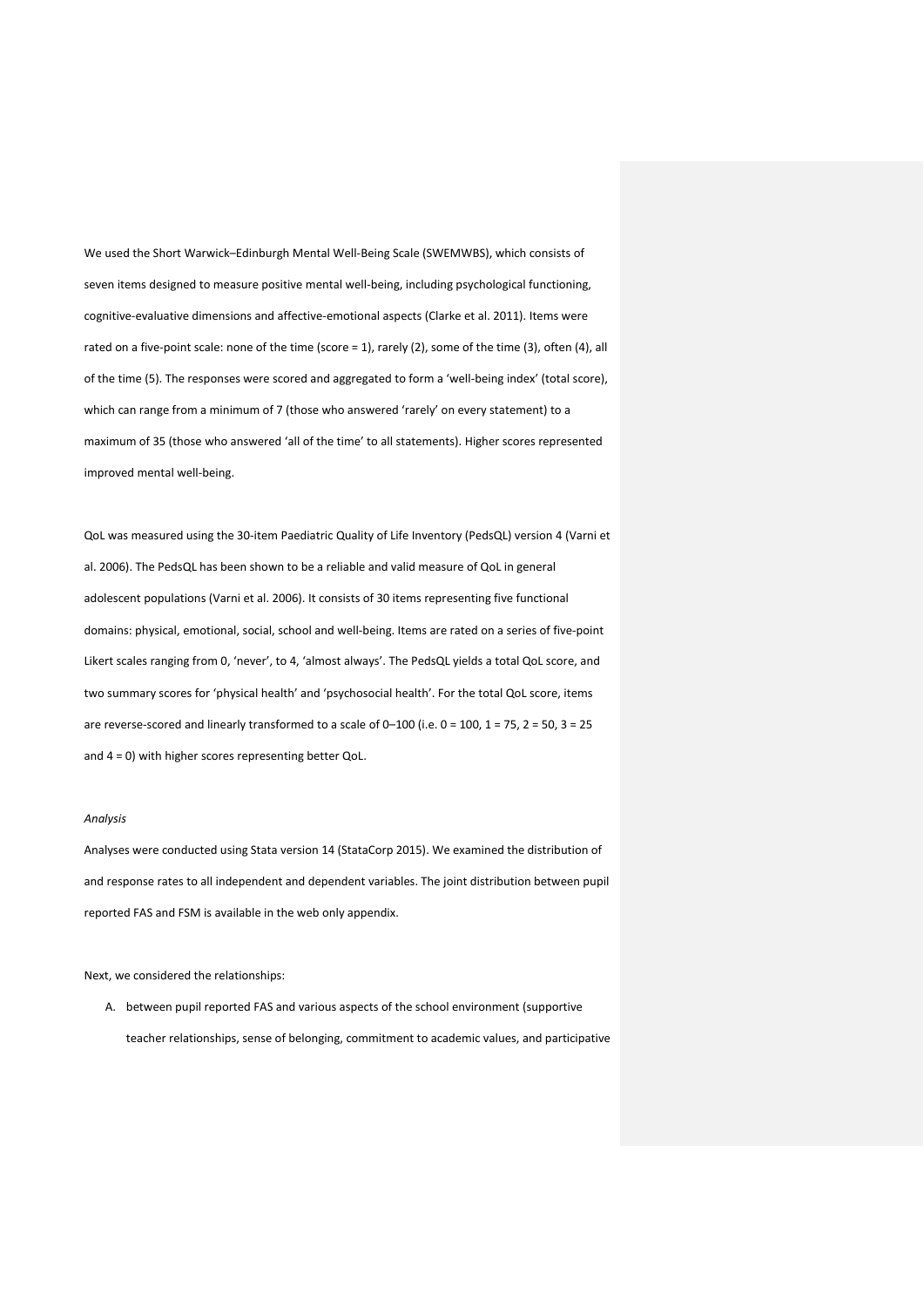We used the Short Warwick–Edinburgh Mental Well-Being Scale (SWEMWBS), which consists of seven items designed to measure positive mental well-being, including psychological functioning, cognitive-evaluative dimensions and affective-emotional aspects (Clarke et al. 2011). Items were rated on a five-point scale: none of the time (score = 1), rarely (2), some of the time (3), often (4), all of the time (5). The responses were scored and aggregated to form a 'well-being index' (total score), which can range from a minimum of 7 (those who answered 'rarely' on every statement) to a maximum of 35 (those who answered 'all of the time' to all statements). Higher scores represented improved mental well-being.

QoL was measured using the 30-item Paediatric Quality of Life Inventory (PedsQL) version 4 (Varni et al. 2006). The PedsQL has been shown to be a reliable and valid measure of QoL in general adolescent populations (Varni et al. 2006). It consists of 30 items representing five functional domains: physical, emotional, social, school and well-being. Items are rated on a series of five-point Likert scales ranging from 0, 'never', to 4, 'almost always'. The PedsQL yields a total QoL score, and two summary scores for 'physical health' and 'psychosocial health'. For the total QoL score, items are reverse-scored and linearly transformed to a scale of 0–100 (i.e. 0 = 100, 1 = 75, 2 = 50, 3 = 25 and 4 = 0) with higher scores representing better QoL.

*Analysis*

Analyses were conducted using Stata version 14 (StataCorp 2015). We examined the distribution of and response rates to all independent and dependent variables. The joint distribution between pupil reported FAS and FSM is available in the web only appendix.

Next, we considered the relationships:

A. between pupil reported FAS and various aspects of the school environment (supportive teacher relationships, sense of belonging, commitment to academic values, and participative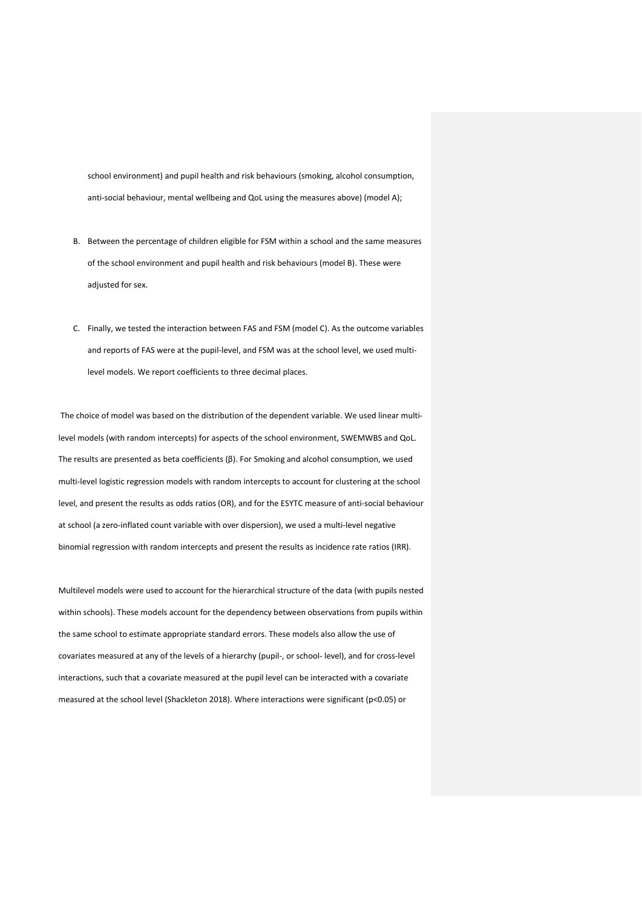school environment) and pupil health and risk behaviours (smoking, alcohol consumption, anti-social behaviour, mental wellbeing and QoL using the measures above) (model A);

B. Between the percentage of children eligible for FSM within a school and the same measures of the school environment and pupil health and risk behaviours (model B). These were adjusted for sex.

C. Finally, we tested the interaction between FAS and FSM (model C). As the outcome variables and reports of FAS were at the pupil-level, and FSM was at the school level, we used multi-level models. We report coefficients to three decimal places.

The choice of model was based on the distribution of the dependent variable. We used linear multi-level models (with random intercepts) for aspects of the school environment, SWEMWBS and QoL. The results are presented as beta coefficients (β). For Smoking and alcohol consumption, we used multi-level logistic regression models with random intercepts to account for clustering at the school level, and present the results as odds ratios (OR), and for the ESYTC measure of anti-social behaviour at school (a zero-inflated count variable with over dispersion), we used a multi-level negative binomial regression with random intercepts and present the results as incidence rate ratios (IRR).

Multilevel models were used to account for the hierarchical structure of the data (with pupils nested within schools). These models account for the dependency between observations from pupils within the same school to estimate appropriate standard errors. These models also allow the use of covariates measured at any of the levels of a hierarchy (pupil-, or school- level), and for cross-level interactions, such that a covariate measured at the pupil level can be interacted with a covariate measured at the school level (Shackleton 2018). Where interactions were significant ($p<0.05$) or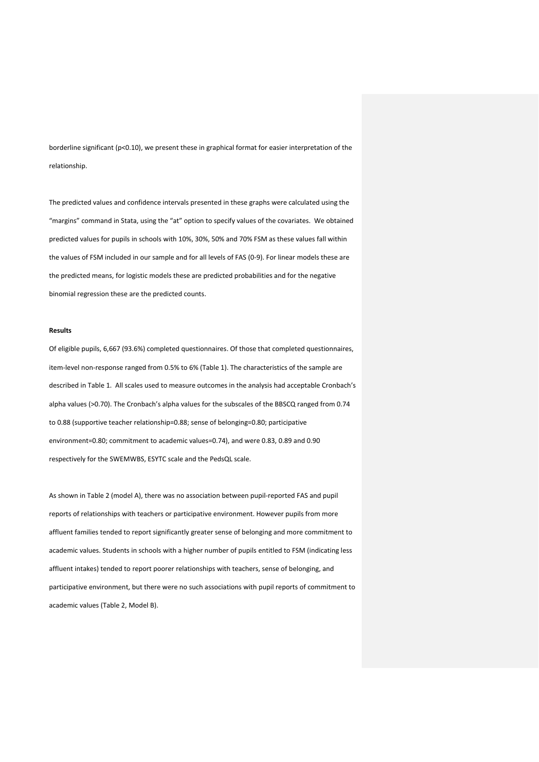borderline significant ($p<0.10$), we present these in graphical format for easier interpretation of the relationship.

The predicted values and confidence intervals presented in these graphs were calculated using the "margins" command in Stata, using the "at" option to specify values of the covariates. We obtained predicted values for pupils in schools with 10%, 30%, 50% and 70% FSM as these values fall within the values of FSM included in our sample and for all levels of FAS (0-9). For linear models these are the predicted means, for logistic models these are predicted probabilities and for the negative binomial regression these are the predicted counts.

**Results**

Of eligible pupils, 6,667 (93.6%) completed questionnaires. Of those that completed questionnaires, item-level non-response ranged from 0.5% to 6% (Table 1). The characteristics of the sample are described in Table 1. All scales used to measure outcomes in the analysis had acceptable Cronbach's alpha values (>0.70). The Cronbach's alpha values for the subscales of the BBSCQ ranged from 0.74 to 0.88 (supportive teacher relationship=0.88; sense of belonging=0.80; participative environment=0.80; commitment to academic values=0.74), and were 0.83, 0.89 and 0.90 respectively for the SWEMWBS, ESYTC scale and the PedsQL scale.

As shown in Table 2 (model A), there was no association between pupil-reported FAS and pupil reports of relationships with teachers or participative environment. However pupils from more affluent families tended to report significantly greater sense of belonging and more commitment to academic values. Students in schools with a higher number of pupils entitled to FSM (indicating less affluent intakes) tended to report poorer relationships with teachers, sense of belonging, and participative environment, but there were no such associations with pupil reports of commitment to academic values (Table 2, Model B).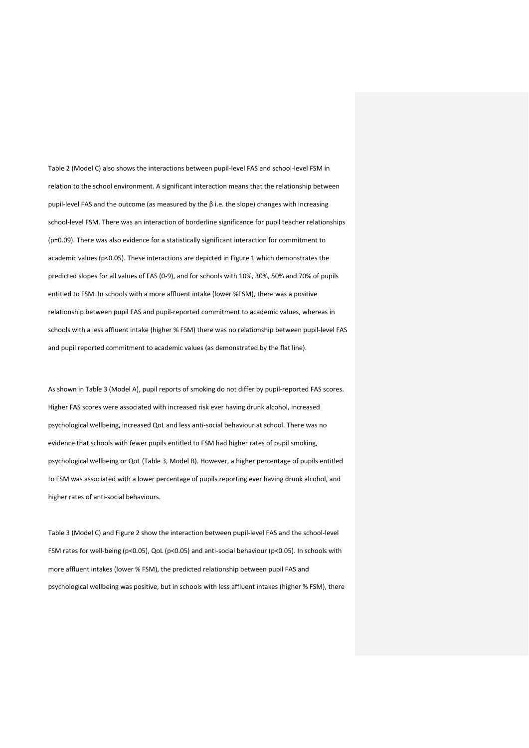Table 2 (Model C) also shows the interactions between pupil-level FAS and school-level FSM in relation to the school environment. A significant interaction means that the relationship between pupil-level FAS and the outcome (as measured by the β i.e. the slope) changes with increasing school-level FSM. There was an interaction of borderline significance for pupil teacher relationships ($p=0.09$). There was also evidence for a statistically significant interaction for commitment to academic values ($p<0.05$). These interactions are depicted in Figure 1 which demonstrates the predicted slopes for all values of FAS (0-9), and for schools with 10%, 30%, 50% and 70% of pupils entitled to FSM. In schools with a more affluent intake (lower %FSM), there was a positive relationship between pupil FAS and pupil-reported commitment to academic values, whereas in schools with a less affluent intake (higher % FSM) there was no relationship between pupil-level FAS and pupil reported commitment to academic values (as demonstrated by the flat line).

As shown in Table 3 (Model A), pupil reports of smoking do not differ by pupil-reported FAS scores. Higher FAS scores were associated with increased risk ever having drunk alcohol, increased psychological wellbeing, increased QoL and less anti-social behaviour at school. There was no evidence that schools with fewer pupils entitled to FSM had higher rates of pupil smoking, psychological wellbeing or QoL (Table 3, Model B). However, a higher percentage of pupils entitled to FSM was associated with a lower percentage of pupils reporting ever having drunk alcohol, and higher rates of anti-social behaviours.

Table 3 (Model C) and Figure 2 show the interaction between pupil-level FAS and the school-level FSM rates for well-being ($p<0.05$), QoL ($p<0.05$) and anti-social behaviour ($p<0.05$). In schools with more affluent intakes (lower % FSM), the predicted relationship between pupil FAS and psychological wellbeing was positive, but in schools with less affluent intakes (higher % FSM), there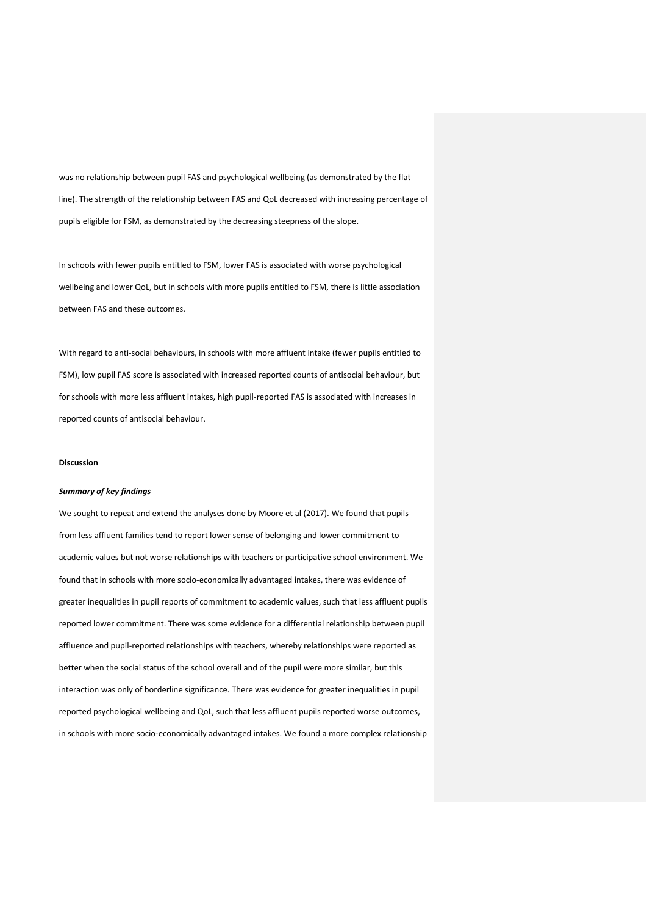was no relationship between pupil FAS and psychological wellbeing (as demonstrated by the flat line). The strength of the relationship between FAS and QoL decreased with increasing percentage of pupils eligible for FSM, as demonstrated by the decreasing steepness of the slope.

In schools with fewer pupils entitled to FSM, lower FAS is associated with worse psychological wellbeing and lower QoL, but in schools with more pupils entitled to FSM, there is little association between FAS and these outcomes.

With regard to anti-social behaviours, in schools with more affluent intake (fewer pupils entitled to FSM), low pupil FAS score is associated with increased reported counts of antisocial behaviour, but for schools with more less affluent intakes, high pupil-reported FAS is associated with increases in reported counts of antisocial behaviour.

**Discussion**

***Summary of key findings***

We sought to repeat and extend the analyses done by Moore et al (2017). We found that pupils from less affluent families tend to report lower sense of belonging and lower commitment to academic values but not worse relationships with teachers or participative school environment. We found that in schools with more socio-economically advantaged intakes, there was evidence of greater inequalities in pupil reports of commitment to academic values, such that less affluent pupils reported lower commitment. There was some evidence for a differential relationship between pupil affluence and pupil-reported relationships with teachers, whereby relationships were reported as better when the social status of the school overall and of the pupil were more similar, but this interaction was only of borderline significance. There was evidence for greater inequalities in pupil reported psychological wellbeing and QoL, such that less affluent pupils reported worse outcomes, in schools with more socio-economically advantaged intakes. We found a more complex relationship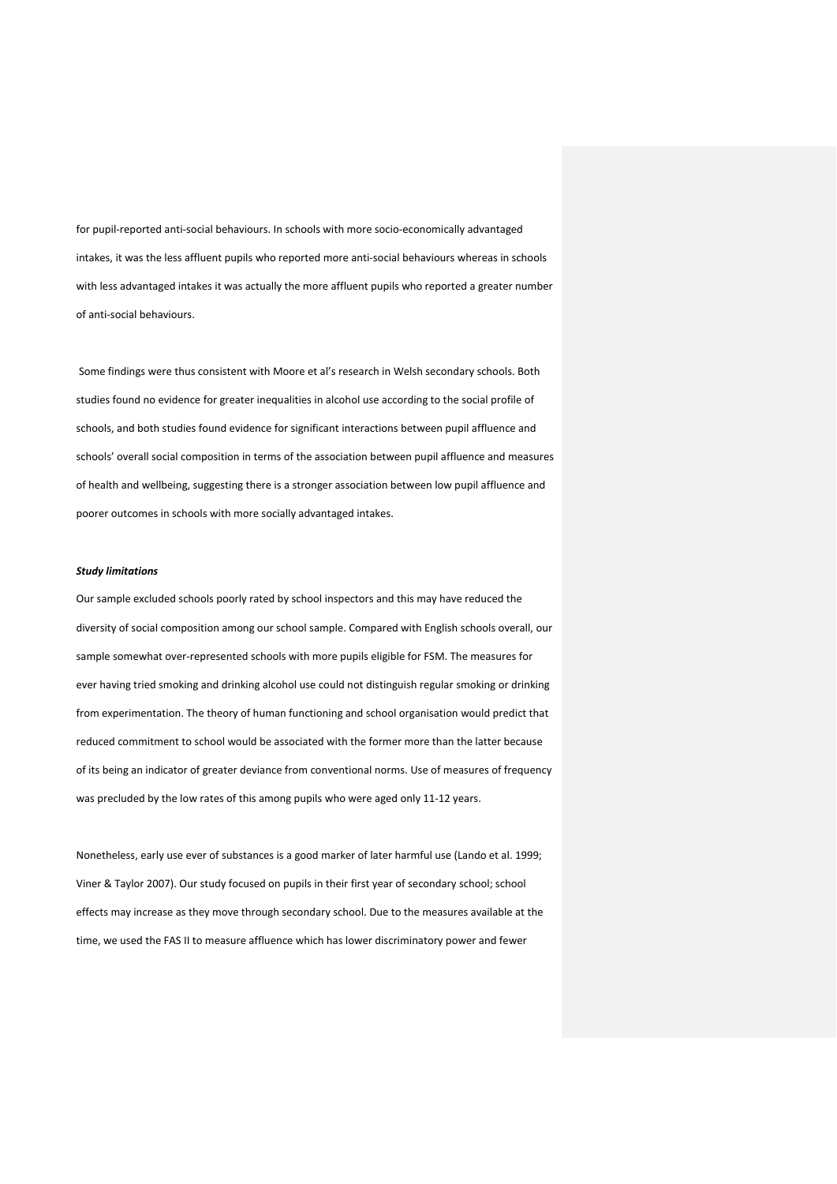for pupil-reported anti-social behaviours. In schools with more socio-economically advantaged intakes, it was the less affluent pupils who reported more anti-social behaviours whereas in schools with less advantaged intakes it was actually the more affluent pupils who reported a greater number of anti-social behaviours.

Some findings were thus consistent with Moore et al's research in Welsh secondary schools. Both studies found no evidence for greater inequalities in alcohol use according to the social profile of schools, and both studies found evidence for significant interactions between pupil affluence and schools' overall social composition in terms of the association between pupil affluence and measures of health and wellbeing, suggesting there is a stronger association between low pupil affluence and poorer outcomes in schools with more socially advantaged intakes.

***Study limitations***

Our sample excluded schools poorly rated by school inspectors and this may have reduced the diversity of social composition among our school sample. Compared with English schools overall, our sample somewhat over-represented schools with more pupils eligible for FSM. The measures for ever having tried smoking and drinking alcohol use could not distinguish regular smoking or drinking from experimentation. The theory of human functioning and school organisation would predict that reduced commitment to school would be associated with the former more than the latter because of its being an indicator of greater deviance from conventional norms. Use of measures of frequency was precluded by the low rates of this among pupils who were aged only 11-12 years.

Nonetheless, early use ever of substances is a good marker of later harmful use (Lando et al. 1999; Viner & Taylor 2007). Our study focused on pupils in their first year of secondary school; school effects may increase as they move through secondary school. Due to the measures available at the time, we used the FAS II to measure affluence which has lower discriminatory power and fewer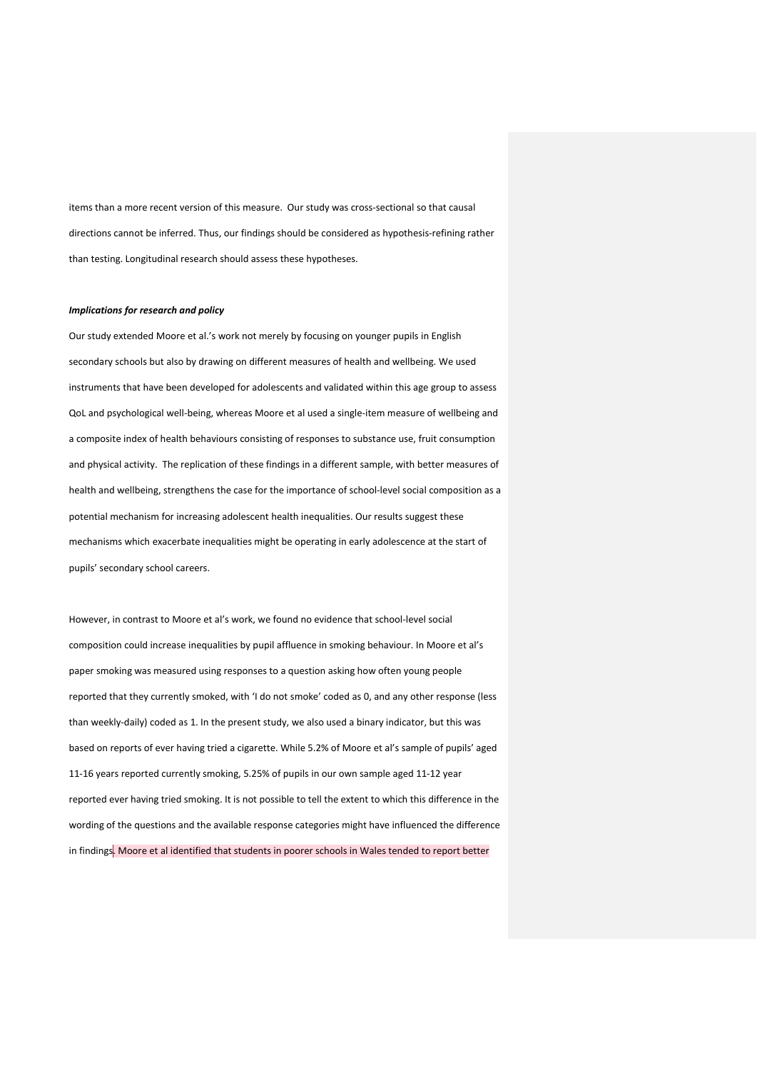items than a more recent version of this measure. Our study was cross-sectional so that causal directions cannot be inferred. Thus, our findings should be considered as hypothesis-refining rather than testing. Longitudinal research should assess these hypotheses.

***Implications for research and policy***

Our study extended Moore et al.'s work not merely by focusing on younger pupils in English secondary schools but also by drawing on different measures of health and wellbeing. We used instruments that have been developed for adolescents and validated within this age group to assess QoL and psychological well-being, whereas Moore et al used a single-item measure of wellbeing and a composite index of health behaviours consisting of responses to substance use, fruit consumption and physical activity. The replication of these findings in a different sample, with better measures of health and wellbeing, strengthens the case for the importance of school-level social composition as a potential mechanism for increasing adolescent health inequalities. Our results suggest these mechanisms which exacerbate inequalities might be operating in early adolescence at the start of pupils' secondary school careers.

However, in contrast to Moore et al's work, we found no evidence that school-level social composition could increase inequalities by pupil affluence in smoking behaviour. In Moore et al's paper smoking was measured using responses to a question asking how often young people reported that they currently smoked, with 'I do not smoke' coded as 0, and any other response (less than weekly-daily) coded as 1. In the present study, we also used a binary indicator, but this was based on reports of ever having tried a cigarette. While 5.2% of Moore et al's sample of pupils' aged 11-16 years reported currently smoking, 5.25% of pupils in our own sample aged 11-12 year reported ever having tried smoking. It is not possible to tell the extent to which this difference in the wording of the questions and the available response categories might have influenced the difference in findings. Moore et al identified that students in poorer schools in Wales tended to report better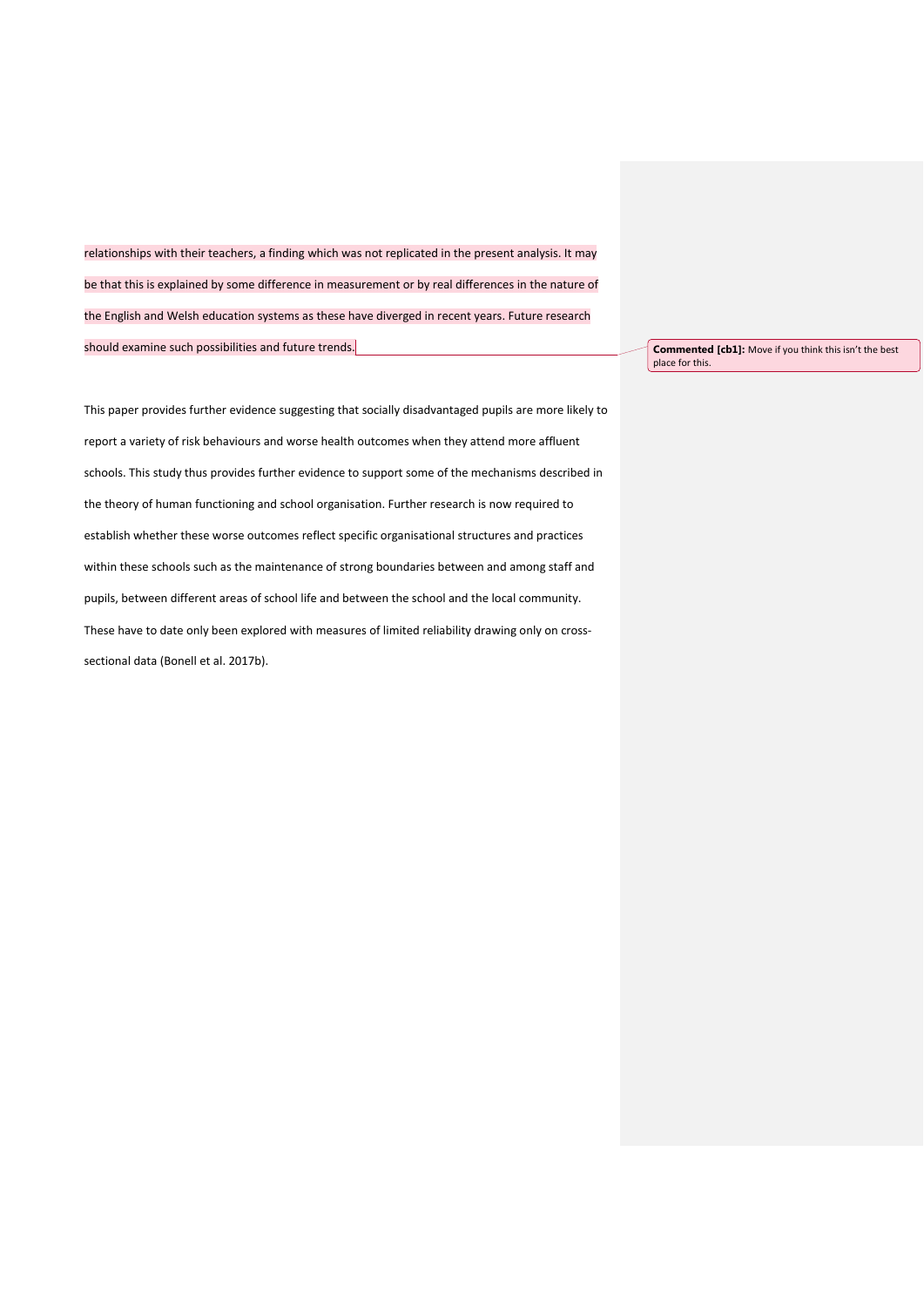relationships with their teachers, a finding which was not replicated in the present analysis. It may be that this is explained by some difference in measurement or by real differences in the nature of the English and Welsh education systems as these have diverged in recent years. Future research should examine such possibilities and future trends.

**Commented [cb1]:** Move if you think this isn't the best place for this.

This paper provides further evidence suggesting that socially disadvantaged pupils are more likely to report a variety of risk behaviours and worse health outcomes when they attend more affluent schools. This study thus provides further evidence to support some of the mechanisms described in the theory of human functioning and school organisation. Further research is now required to establish whether these worse outcomes reflect specific organisational structures and practices within these schools such as the maintenance of strong boundaries between and among staff and pupils, between different areas of school life and between the school and the local community. These have to date only been explored with measures of limited reliability drawing only on cross-sectional data (Bonell et al. 2017b).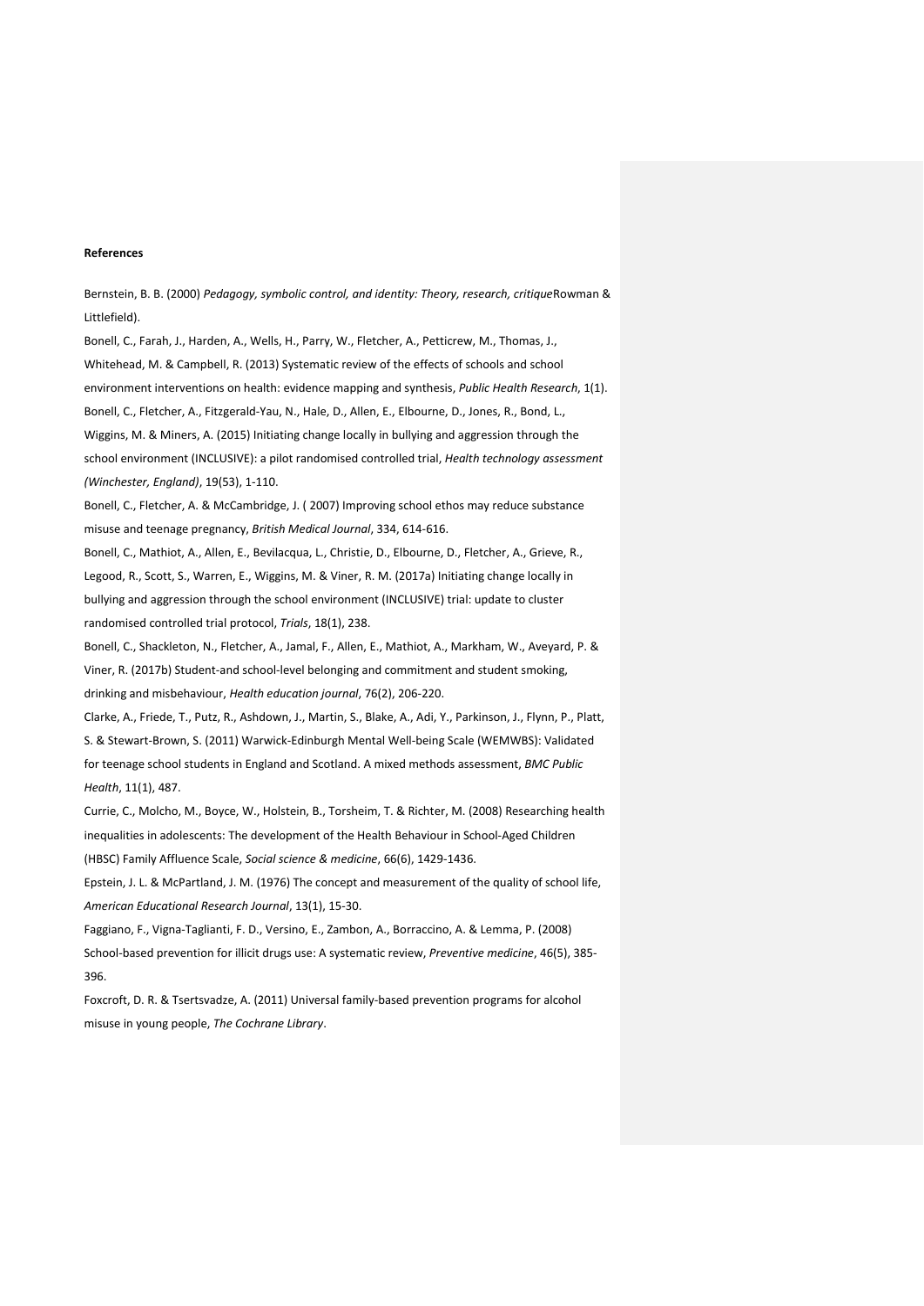**References**

Bernstein, B. B. (2000) *Pedagogy, symbolic control, and identity: Theory, research, critique*Rowman & Littlefield).

Bonell, C., Farah, J., Harden, A., Wells, H., Parry, W., Fletcher, A., Petticrew, M., Thomas, J., Whitehead, M. & Campbell, R. (2013) Systematic review of the effects of schools and school environment interventions on health: evidence mapping and synthesis, *Public Health Research*, 1(1).

Bonell, C., Fletcher, A., Fitzgerald-Yau, N., Hale, D., Allen, E., Elbourne, D., Jones, R., Bond, L., Wiggins, M. & Miners, A. (2015) Initiating change locally in bullying and aggression through the school environment (INCLUSIVE): a pilot randomised controlled trial, *Health technology assessment (Winchester, England)*, 19(53), 1-110.

Bonell, C., Fletcher, A. & McCambridge, J. ( 2007) Improving school ethos may reduce substance misuse and teenage pregnancy, *British Medical Journal*, 334, 614-616.

Bonell, C., Mathiot, A., Allen, E., Bevilacqua, L., Christie, D., Elbourne, D., Fletcher, A., Grieve, R., Legood, R., Scott, S., Warren, E., Wiggins, M. & Viner, R. M. (2017a) Initiating change locally in bullying and aggression through the school environment (INCLUSIVE) trial: update to cluster randomised controlled trial protocol, *Trials*, 18(1), 238.

Bonell, C., Shackleton, N., Fletcher, A., Jamal, F., Allen, E., Mathiot, A., Markham, W., Aveyard, P. & Viner, R. (2017b) Student-and school-level belonging and commitment and student smoking, drinking and misbehaviour, *Health education journal*, 76(2), 206-220.

Clarke, A., Friede, T., Putz, R., Ashdown, J., Martin, S., Blake, A., Adi, Y., Parkinson, J., Flynn, P., Platt, S. & Stewart-Brown, S. (2011) Warwick-Edinburgh Mental Well-being Scale (WEMWBS): Validated for teenage school students in England and Scotland. A mixed methods assessment, *BMC Public Health*, 11(1), 487.

Currie, C., Molcho, M., Boyce, W., Holstein, B., Torsheim, T. & Richter, M. (2008) Researching health inequalities in adolescents: The development of the Health Behaviour in School-Aged Children (HBSC) Family Affluence Scale, *Social science & medicine*, 66(6), 1429-1436.

Epstein, J. L. & McPartland, J. M. (1976) The concept and measurement of the quality of school life, *American Educational Research Journal*, 13(1), 15-30.

Faggiano, F., Vigna-Taglianti, F. D., Versino, E., Zambon, A., Borraccino, A. & Lemma, P. (2008) School-based prevention for illicit drugs use: A systematic review, *Preventive medicine*, 46(5), 385-396.

Foxcroft, D. R. & Tsertsvadze, A. (2011) Universal family-based prevention programs for alcohol misuse in young people, *The Cochrane Library*.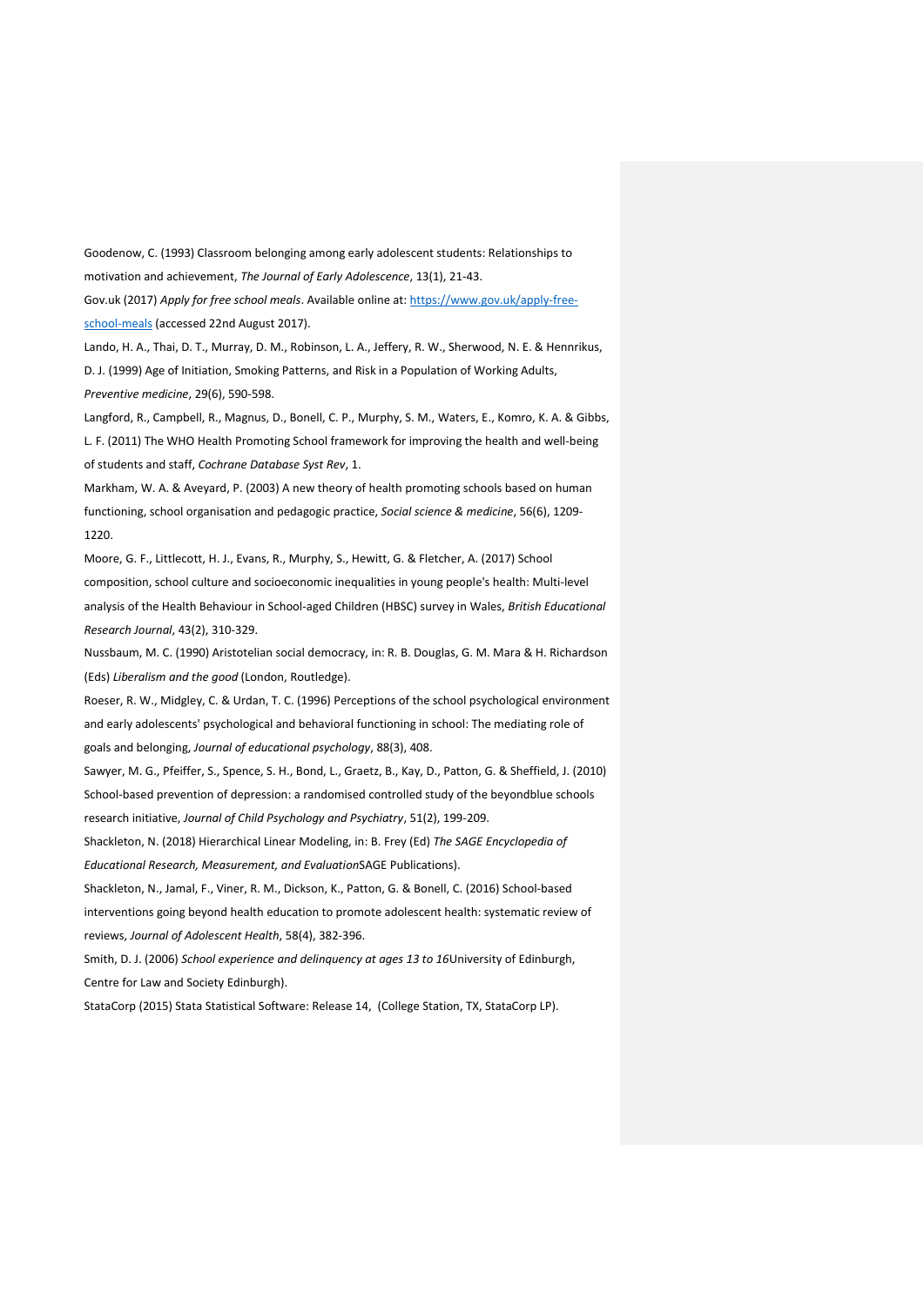Goodenow, C. (1993) Classroom belonging among early adolescent students: Relationships to motivation and achievement, *The Journal of Early Adolescence*, 13(1), 21-43.

Gov.uk (2017) *Apply for free school meals*. Available online at: [https://www.gov.uk/apply-free-school-meals](https://www.gov.uk/apply-free-school-meals) (accessed 22nd August 2017).

Lando, H. A., Thai, D. T., Murray, D. M., Robinson, L. A., Jeffery, R. W., Sherwood, N. E. & Hennrikus, D. J. (1999) Age of Initiation, Smoking Patterns, and Risk in a Population of Working Adults, *Preventive medicine*, 29(6), 590-598.

Langford, R., Campbell, R., Magnus, D., Bonell, C. P., Murphy, S. M., Waters, E., Komro, K. A. & Gibbs, L. F. (2011) The WHO Health Promoting School framework for improving the health and well-being of students and staff, *Cochrane Database Syst Rev*, 1.

Markham, W. A. & Aveyard, P. (2003) A new theory of health promoting schools based on human functioning, school organisation and pedagogic practice, *Social science & medicine*, 56(6), 1209-1220.

Moore, G. F., Littlecott, H. J., Evans, R., Murphy, S., Hewitt, G. & Fletcher, A. (2017) School composition, school culture and socioeconomic inequalities in young people's health: Multi-level analysis of the Health Behaviour in School-aged Children (HBSC) survey in Wales, *British Educational Research Journal*, 43(2), 310-329.

Nussbaum, M. C. (1990) Aristotelian social democracy, in: R. B. Douglas, G. M. Mara & H. Richardson (Eds) *Liberalism and the good* (London, Routledge).

Roeser, R. W., Midgley, C. & Urdan, T. C. (1996) Perceptions of the school psychological environment and early adolescents' psychological and behavioral functioning in school: The mediating role of goals and belonging, *Journal of educational psychology*, 88(3), 408.

Sawyer, M. G., Pfeiffer, S., Spence, S. H., Bond, L., Graetz, B., Kay, D., Patton, G. & Sheffield, J. (2010) School-based prevention of depression: a randomised controlled study of the beyondblue schools research initiative, *Journal of Child Psychology and Psychiatry*, 51(2), 199-209.

Shackleton, N. (2018) Hierarchical Linear Modeling, in: B. Frey (Ed) *The SAGE Encyclopedia of Educational Research, Measurement, and Evaluation*SAGE Publications).

Shackleton, N., Jamal, F., Viner, R. M., Dickson, K., Patton, G. & Bonell, C. (2016) School-based interventions going beyond health education to promote adolescent health: systematic review of reviews, *Journal of Adolescent Health*, 58(4), 382-396.

Smith, D. J. (2006) *School experience and delinquency at ages 13 to 16*University of Edinburgh, Centre for Law and Society Edinburgh).

StataCorp (2015) Stata Statistical Software: Release 14, (College Station, TX, StataCorp LP).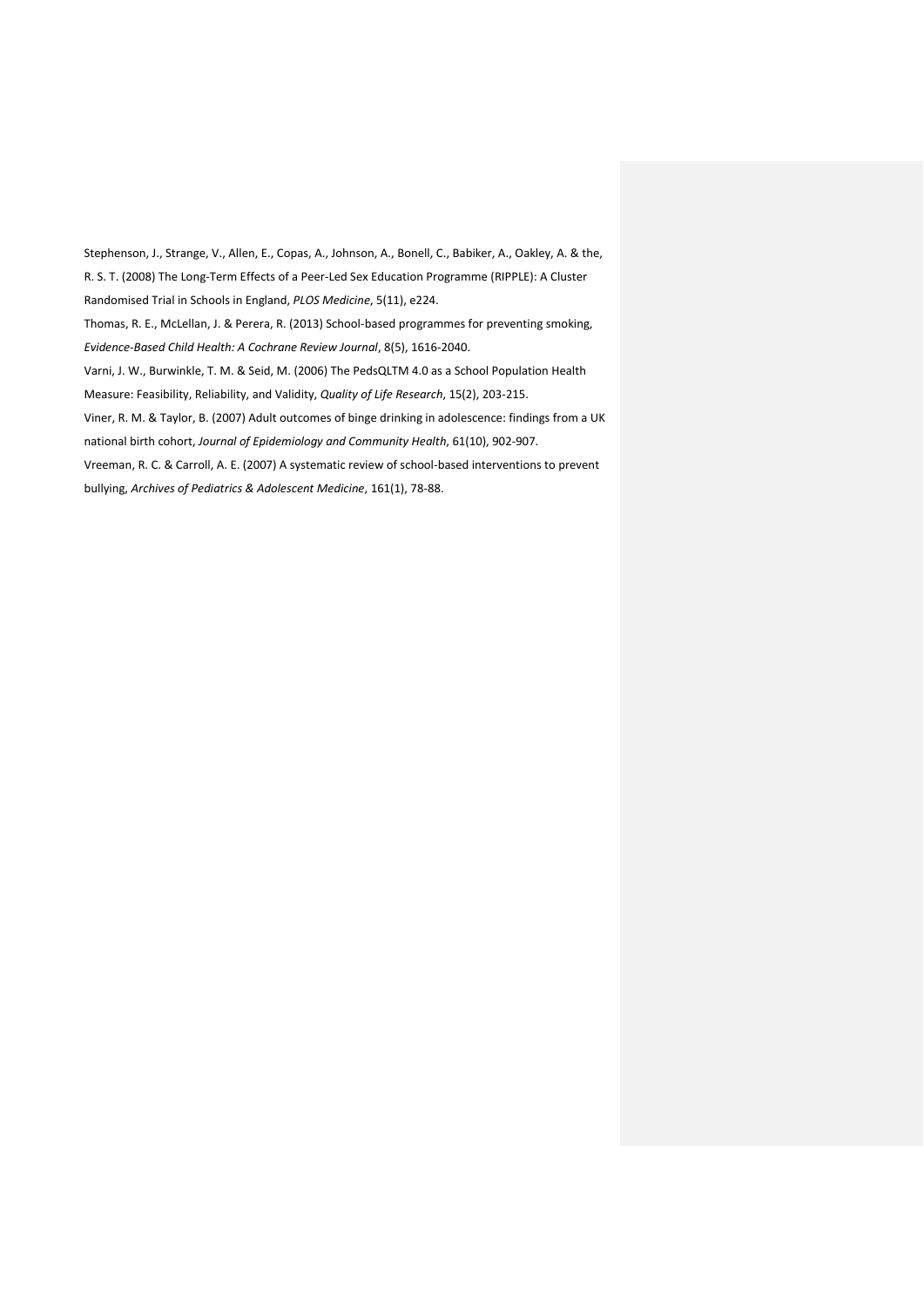Stephenson, J., Strange, V., Allen, E., Copas, A., Johnson, A., Bonell, C., Babiker, A., Oakley, A. & the, R. S. T. (2008) The Long-Term Effects of a Peer-Led Sex Education Programme (RIPPLE): A Cluster Randomised Trial in Schools in England, *PLOS Medicine*, 5(11), e224.

Thomas, R. E., McLellan, J. & Perera, R. (2013) School-based programmes for preventing smoking, *Evidence-Based Child Health: A Cochrane Review Journal*, 8(5), 1616-2040.

Varni, J. W., Burwinkle, T. M. & Seid, M. (2006) The PedsQLTM 4.0 as a School Population Health Measure: Feasibility, Reliability, and Validity, *Quality of Life Research*, 15(2), 203-215.

Viner, R. M. & Taylor, B. (2007) Adult outcomes of binge drinking in adolescence: findings from a UK national birth cohort, *Journal of Epidemiology and Community Health*, 61(10), 902-907.

Vreeman, R. C. & Carroll, A. E. (2007) A systematic review of school-based interventions to prevent bullying, *Archives of Pediatrics & Adolescent Medicine*, 161(1), 78-88.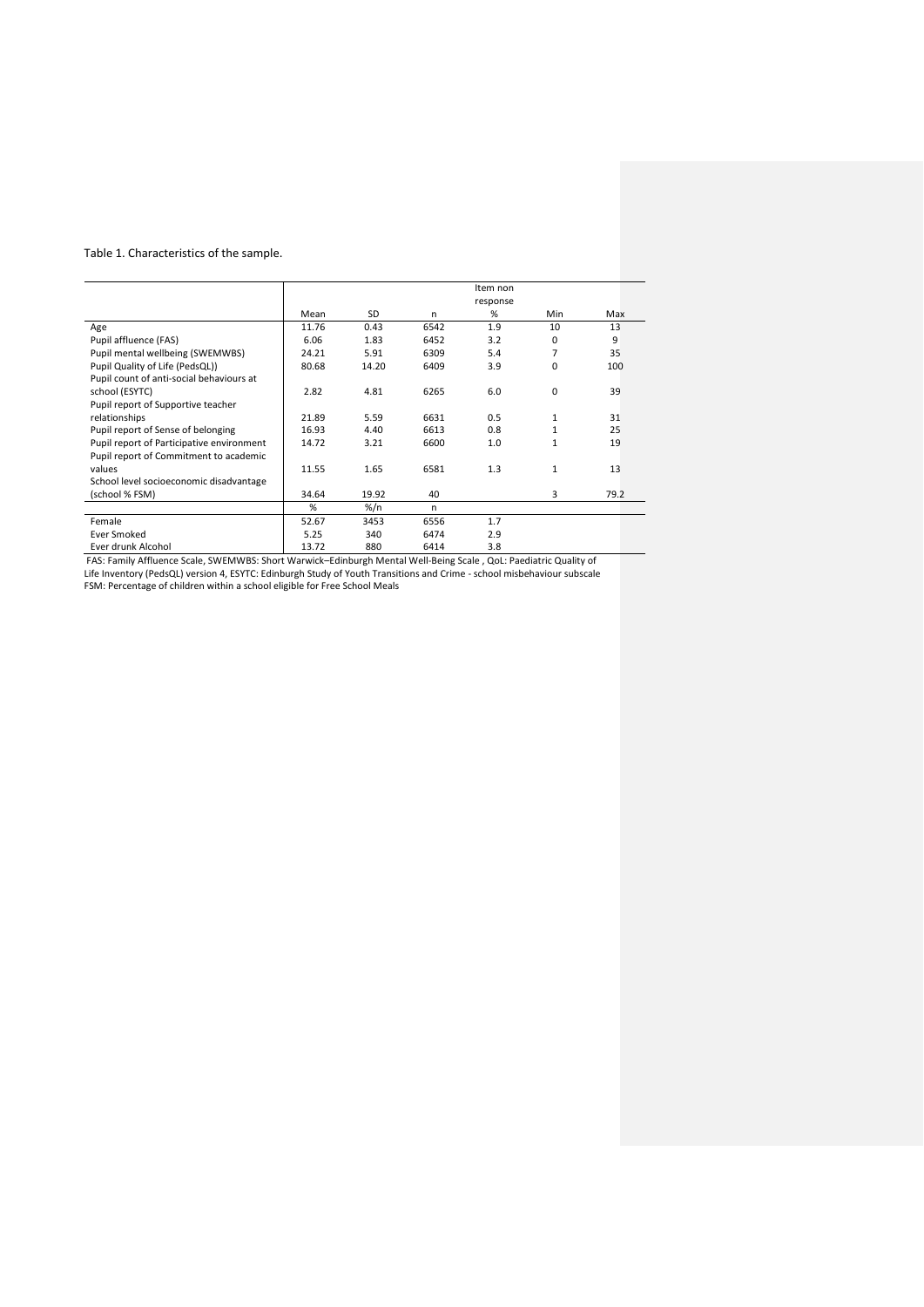Table 1. Characteristics of the sample.

| | Mean | SD | n | Item non response % | Min | Max |
|---|---|---|---|---|---|---|
| Age | 11.76 | 0.43 | 6542 | 1.9 | 10 | 13 |
| Pupil affluence (FAS) | 6.06 | 1.83 | 6452 | 3.2 | 0 | 9 |
| Pupil mental wellbeing (SWEMWBS) | 24.21 | 5.91 | 6309 | 5.4 | 7 | 35 |
| Pupil Quality of Life (PedsQL)) | 80.68 | 14.20 | 6409 | 3.9 | 0 | 100 |
| Pupil count of anti-social behaviours at school (ESYTC) | 2.82 | 4.81 | 6265 | 6.0 | 0 | 39 |
| Pupil report of Supportive teacher relationships | 21.89 | 5.59 | 6631 | 0.5 | 1 | 31 |
| Pupil report of Sense of belonging | 16.93 | 4.40 | 6613 | 0.8 | 1 | 25 |
| Pupil report of Participative environment | 14.72 | 3.21 | 6600 | 1.0 | 1 | 19 |
| Pupil report of Commitment to academic values | 11.55 | 1.65 | 6581 | 1.3 | 1 | 13 |
| School level socioeconomic disadvantage (school % FSM) | 34.64 | 19.92 | 40 | | 3 | 79.2 |
| | % | %/n | n | | | |
| Female | 52.67 | 3453 | 6556 | 1.7 | | |
| Ever Smoked | 5.25 | 340 | 6474 | 2.9 | | |
| Ever drunk Alcohol | 13.72 | 880 | 6414 | 3.8 | | |

FAS: Family Affluence Scale, SWEMWBS: Short Warwick–Edinburgh Mental Well-Being Scale , QoL: Paediatric Quality of Life Inventory (PedsQL) version 4, ESYTC: Edinburgh Study of Youth Transitions and Crime - school misbehaviour subscale FSM: Percentage of children within a school eligible for Free School Meals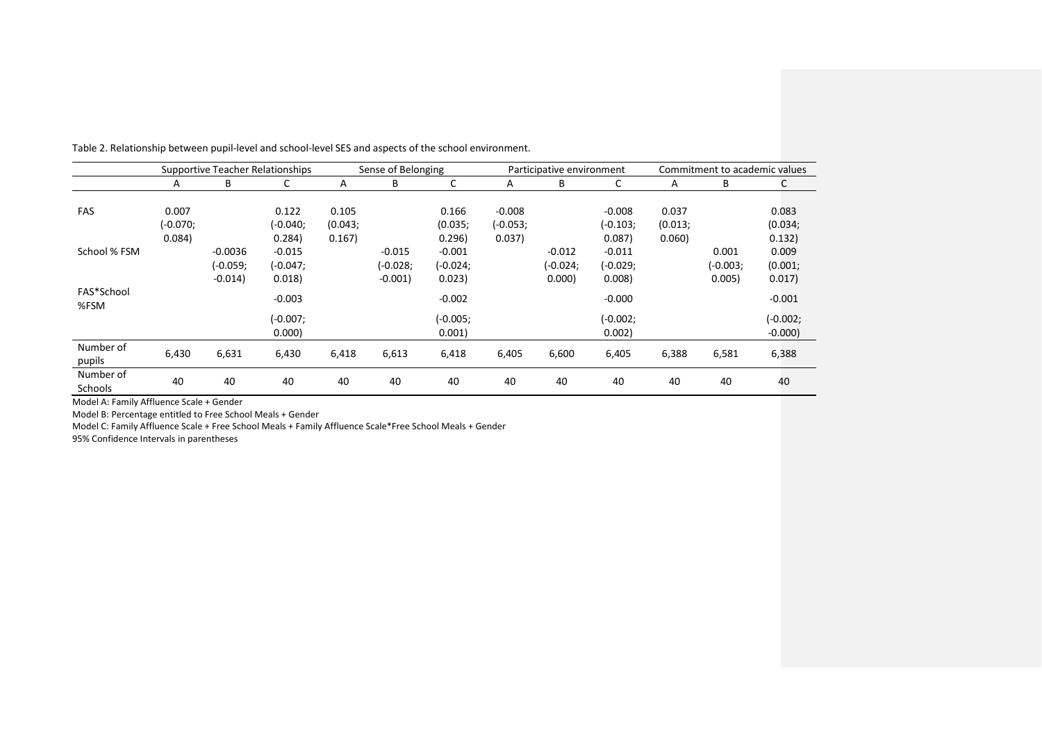Table 2. Relationship between pupil-level and school-level SES and aspects of the school environment.

| | Supportive Teacher Relationships | | | Sense of Belonging | | | Participative environment | | | Commitment to academic values | | |
|---|---|---|---|---|---|---|---|---|---|---|---|---|
| | A | B | C | A | B | C | A | B | C | A | B | C |
| FAS | 0.007 (-0.070; 0.084) | | 0.122 (-0.040; 0.284) | 0.105 (0.043; 0.167) | | 0.166 (0.035; 0.296) | -0.008 (-0.053; 0.037) | | -0.008 (-0.103; 0.087) | 0.037 (0.013; 0.060) | | 0.083 (0.034; 0.132) |
| School % FSM | | -0.0036 (-0.059; -0.014) | -0.015 (-0.047; 0.018) | | -0.015 (-0.028; -0.001) | -0.001 (-0.024; 0.023) | | -0.012 (-0.024; 0.000) | -0.011 (-0.029; 0.008) | | 0.001 (-0.003; 0.005) | 0.009 (0.001; 0.017) |
| FAS*School %FSM | | | -0.003 (-0.007; 0.000) | | | -0.002 (-0.005; 0.001) | | | -0.000 (-0.002; 0.002) | | | -0.001 (-0.002; -0.000) |
| Number of pupils | 6,430 | 6,631 | 6,430 | 6,418 | 6,613 | 6,418 | 6,405 | 6,600 | 6,405 | 6,388 | 6,581 | 6,388 |
| Number of Schools | 40 | 40 | 40 | 40 | 40 | 40 | 40 | 40 | 40 | 40 | 40 | 40 |

Model A: Family Affluence Scale + Gender

Model B: Percentage entitled to Free School Meals + Gender

Model C: Family Affluence Scale + Free School Meals + Family Affluence Scale*Free School Meals + Gender

95% Confidence Intervals in parentheses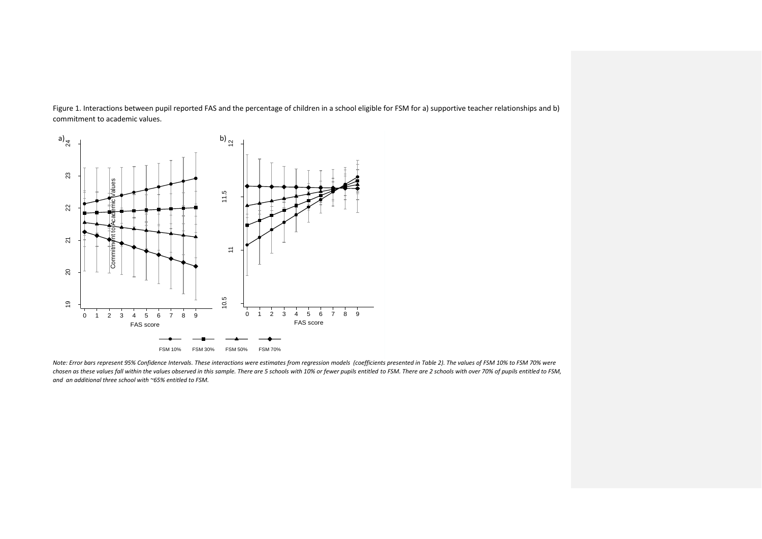Figure 1. Interactions between pupil reported FAS and the percentage of children in a school eligible for FSM for a) supportive teacher relationships and b) commitment to academic values.

*Note: Error bars represent 95% Confidence Intervals. These interactions were estimates from regression models (coefficients presented in Table 2). The values of FSM 10% to FSM 70% were chosen as these values fall within the values observed in this sample. There are 5 schools with 10% or fewer pupils entitled to FSM. There are 2 schools with over 70% of pupils entitled to FSM, and an additional three school with ~65% entitled to FSM.*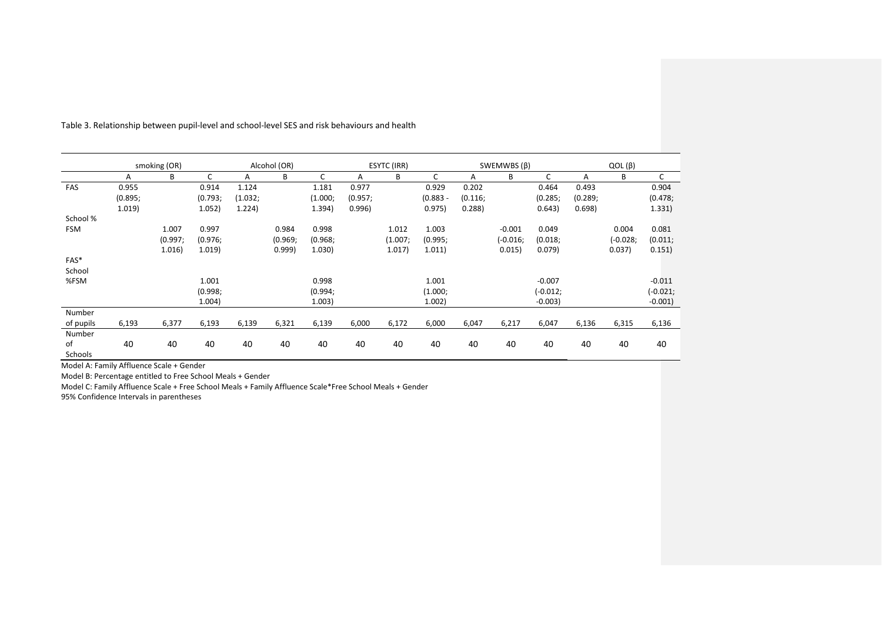Table 3. Relationship between pupil-level and school-level SES and risk behaviours and health

| | smoking (OR) | | | Alcohol (OR) | | | ESYTC (IRR) | | | SWEMWBS (β) | | | QOL (β) | | |
|---|---|---|---|---|---|---|---|---|---|---|---|---|---|---|---|
| | A | B | C | A | B | C | A | B | C | A | B | C | A | B | C |
| FAS | 0.955 (0.895; 1.019) | | 0.914 (0.793; 1.052) | 1.124 (1.032; 1.224) | | 1.181 (1.000; 1.394) | 0.977 (0.957; 0.996) | | 0.929 (0.883 - 0.975) | 0.202 (0.116; 0.288) | | 0.464 (0.285; 0.643) | 0.493 (0.289; 0.698) | | 0.904 (0.478; 1.331) |
| School % FSM | | 1.007 (0.997; 1.016) | 0.997 (0.976; 1.019) | | 0.984 (0.969; 0.999) | 0.998 (0.968; 1.030) | | 1.012 (1.007; 1.017) | 1.003 (0.995; 1.011) | | -0.001 (-0.016; 0.015) | 0.049 (0.018; 0.079) | | 0.004 (-0.028; 0.037) | 0.081 (0.011; 0.151) |
| FAS* School %FSM | | | 1.001 (0.998; 1.004) | | | 0.998 (0.994; 1.003) | | | 1.001 (1.000; 1.002) | | | -0.007 (-0.012; -0.003) | | | -0.011 (-0.021; -0.001) |
| Number of pupils | 6,193 | 6,377 | 6,193 | 6,139 | 6,321 | 6,139 | 6,000 | 6,172 | 6,000 | 6,047 | 6,217 | 6,047 | 6,136 | 6,315 | 6,136 |
| Number of Schools | 40 | 40 | 40 | 40 | 40 | 40 | 40 | 40 | 40 | 40 | 40 | 40 | 40 | 40 | 40 |

Model A: Family Affluence Scale + Gender

Model B: Percentage entitled to Free School Meals + Gender

Model C: Family Affluence Scale + Free School Meals + Family Affluence Scale*Free School Meals + Gender

95% Confidence Intervals in parentheses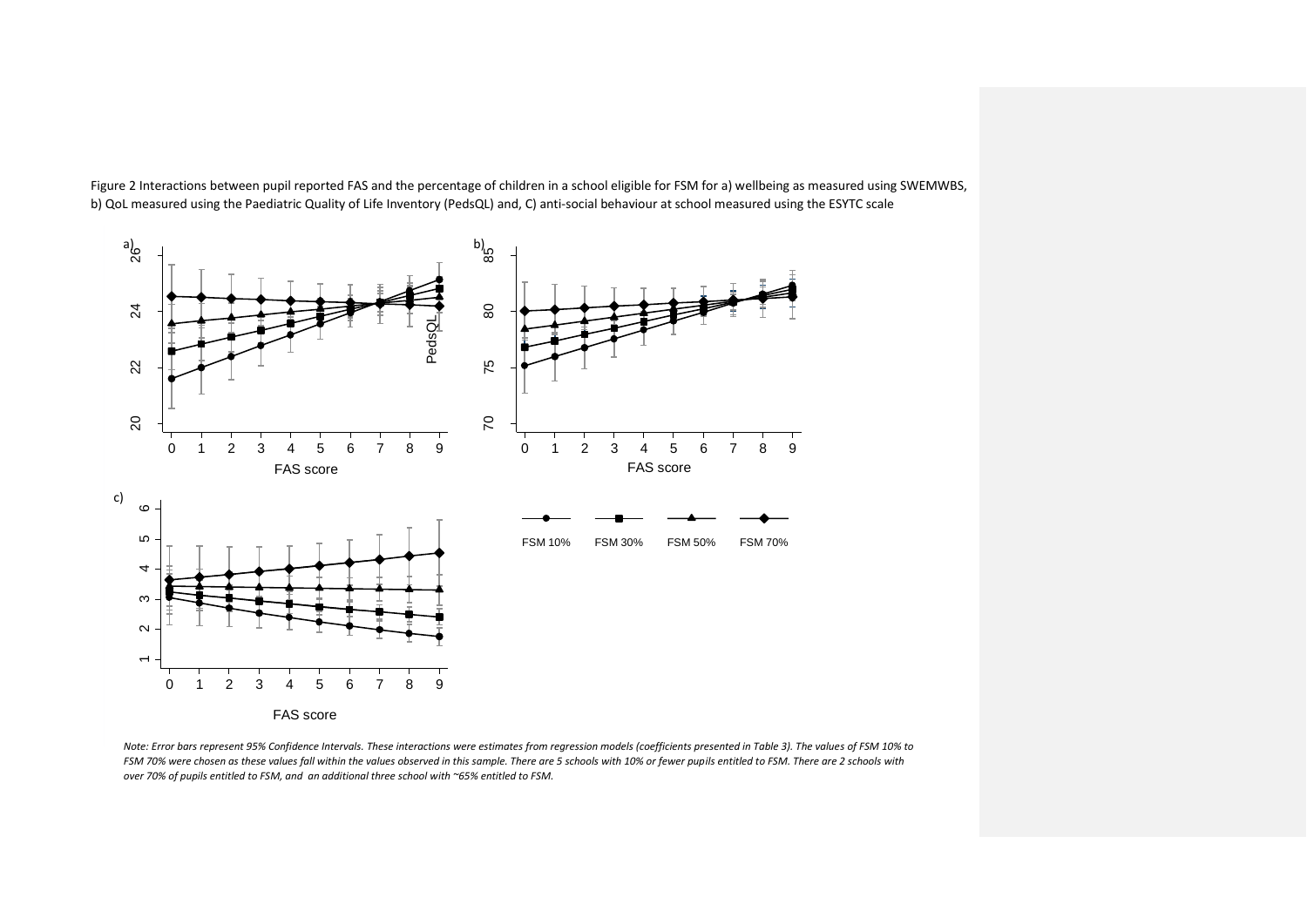Figure 2 Interactions between pupil reported FAS and the percentage of children in a school eligible for FSM for a) wellbeing as measured using SWEMWBS, b) QoL measured using the Paediatric Quality of Life Inventory (PedsQL) and, C) anti-social behaviour at school measured using the ESYTC scale

*Note: Error bars represent 95% Confidence Intervals. These interactions were estimates from regression models (coefficients presented in Table 3). The values of FSM 10% to FSM 70% were chosen as these values fall within the values observed in this sample. There are 5 schools with 10% or fewer pupils entitled to FSM. There are 2 schools with over 70% of pupils entitled to FSM, and an additional three school with ~65% entitled to FSM.*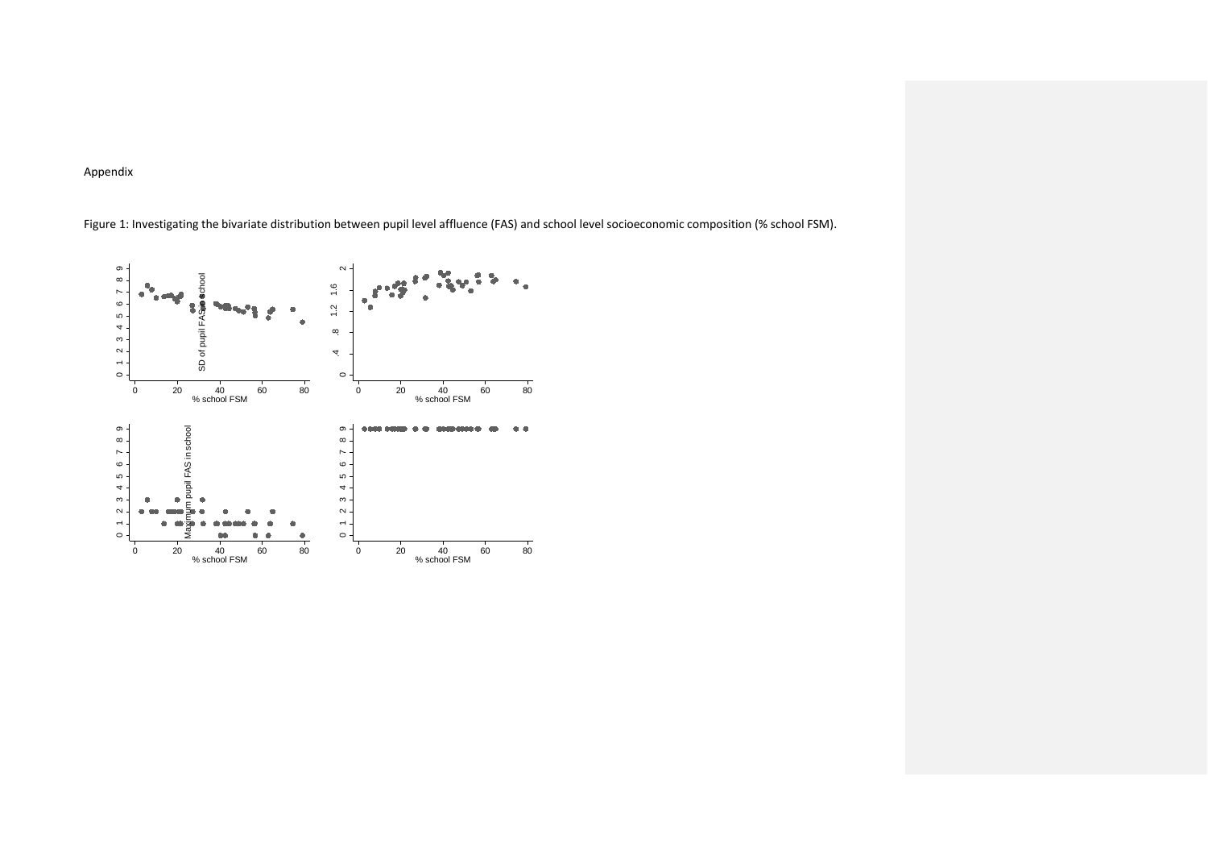Appendix

Figure 1: Investigating the bivariate distribution between pupil level affluence (FAS) and school level socioeconomic composition (% school FSM).

SD of pupil FAS in school

0 1 2 3 4 5 6 7 8 9

0 20 40 60 80

% school FSM

0 .4 .8 1.2 1.6 2

0 20 40 60 80

% school FSM

Maximum pupil FAS in school

0 1 2 3 4 5 6 7 8 9

0 20 40 60 80

% school FSM

0 1 2 3 4 5 6 7 8 9

0 20 40 60 80

% school FSM